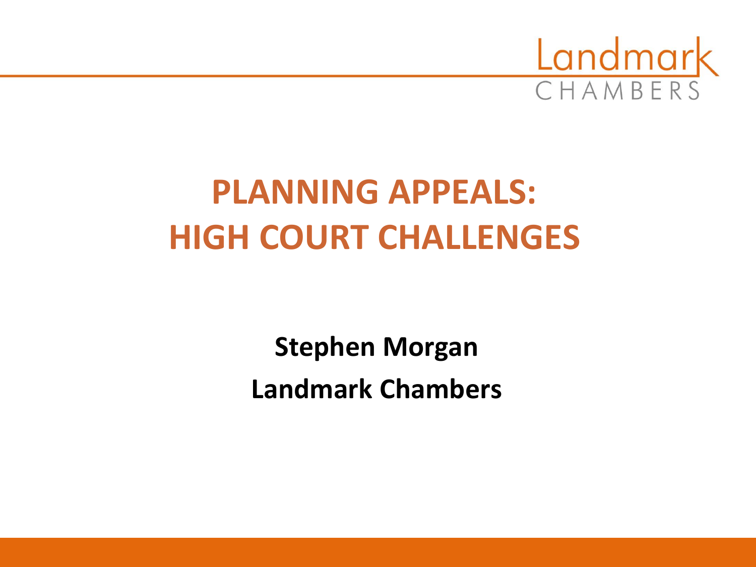Landmark CHAMBERS

# PLANNING APPEALS: HIGH COURT CHALLENGES

**Stephen Morgan**

**Landmark Chambers**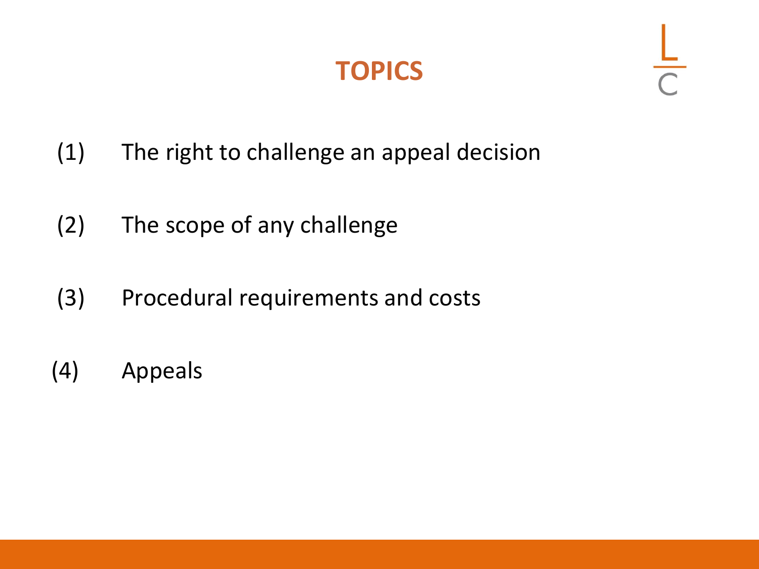# TOPICS

(1) The right to challenge an appeal decision

(2) The scope of any challenge

(3) Procedural requirements and costs

(4) Appeals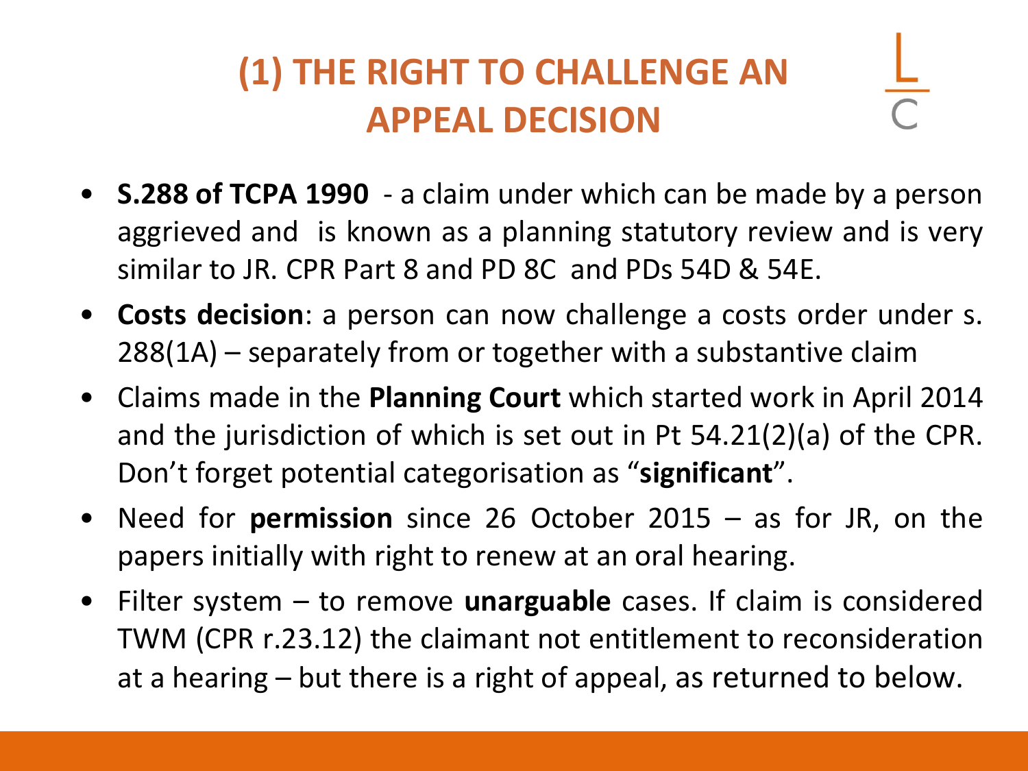# (1) THE RIGHT TO CHALLENGE AN APPEAL DECISION

- **S.288 of TCPA 1990** - a claim under which can be made by a person aggrieved and is known as a planning statutory review and is very similar to JR. CPR Part 8 and PD 8C and PDs 54D & 54E.
- **Costs decision**: a person can now challenge a costs order under s. 288(1A) – separately from or together with a substantive claim
- Claims made in the **Planning Court** which started work in April 2014 and the jurisdiction of which is set out in Pt 54.21(2)(a) of the CPR. Don't forget potential categorisation as "**significant**".
- Need for **permission** since 26 October 2015 – as for JR, on the papers initially with right to renew at an oral hearing.
- Filter system – to remove **unarguable** cases. If claim is considered TWM (CPR r.23.12) the claimant not entitlement to reconsideration at a hearing – but there is a right of appeal, as returned to below.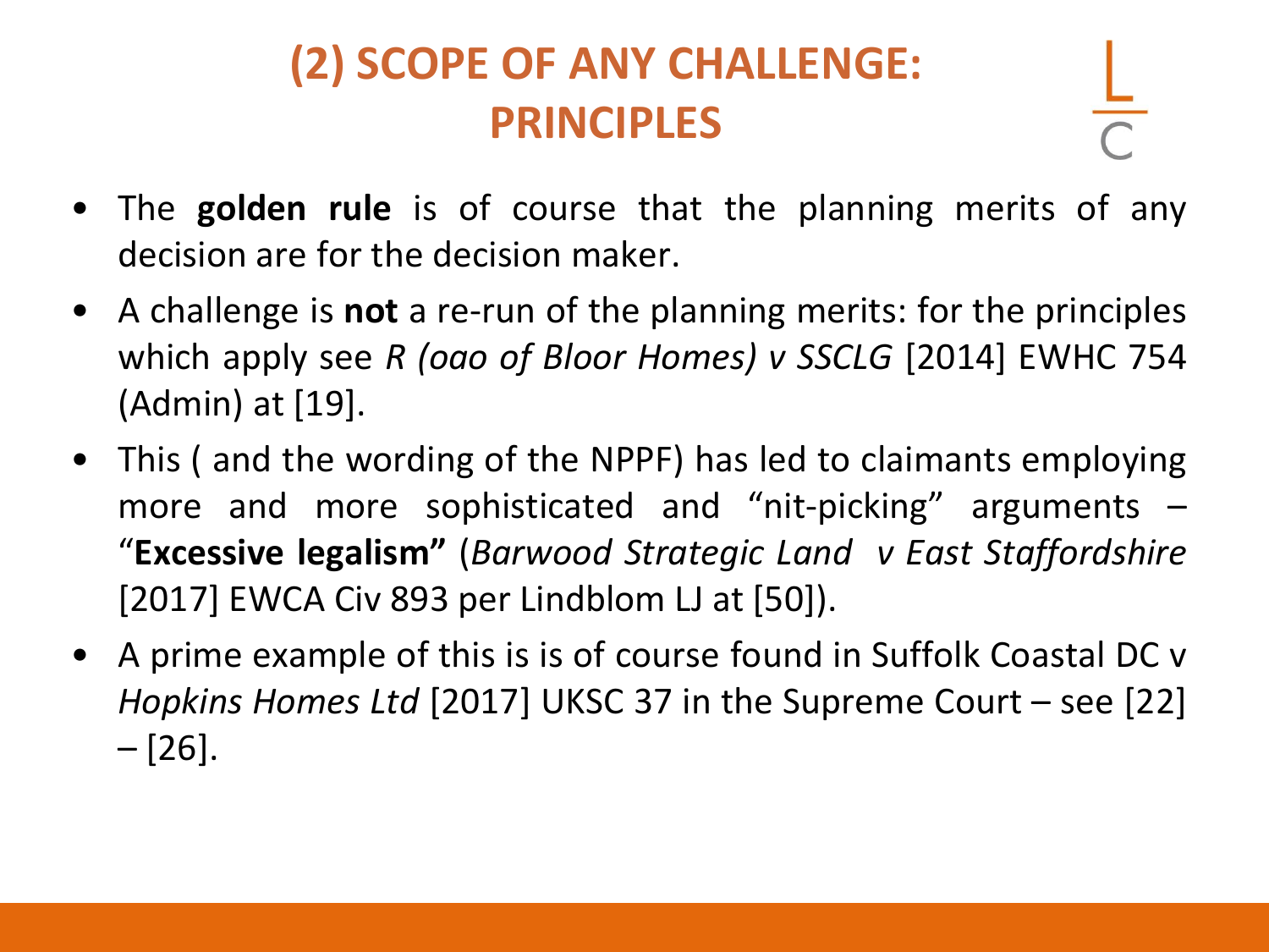# (2) SCOPE OF ANY CHALLENGE: PRINCIPLES

- The **golden rule** is of course that the planning merits of any decision are for the decision maker.
- A challenge is **not** a re-run of the planning merits: for the principles which apply see *R (oao of Bloor Homes) v SSCLG* [2014] EWHC 754 (Admin) at [19].
- This ( and the wording of the NPPF) has led to claimants employing more and more sophisticated and "nit-picking" arguments – "**Excessive legalism"** (*Barwood Strategic Land v East Staffordshire* [2017] EWCA Civ 893 per Lindblom LJ at [50]).
- A prime example of this is is of course found in Suffolk Coastal DC v *Hopkins Homes Ltd* [2017] UKSC 37 in the Supreme Court – see [22] – [26].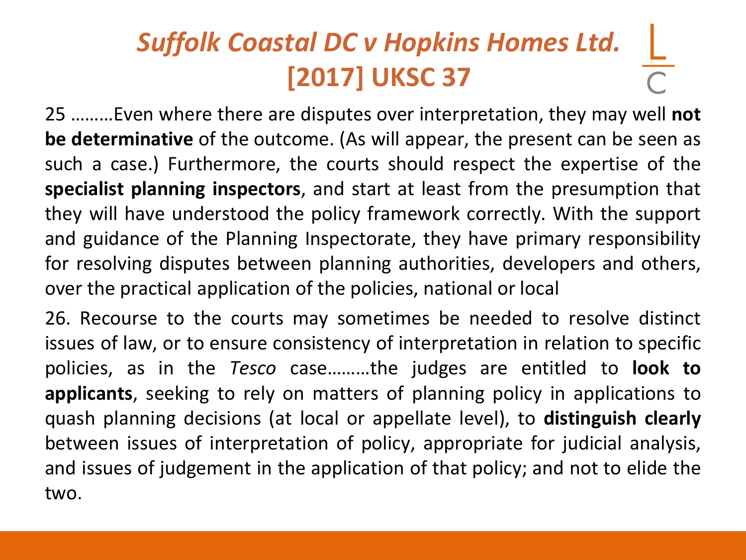# *Suffolk Coastal DC v Hopkins Homes Ltd.* [2017] UKSC 37

25 ………Even where there are disputes over interpretation, they may well **not be determinative** of the outcome. (As will appear, the present can be seen as such a case.) Furthermore, the courts should respect the expertise of the **specialist planning inspectors**, and start at least from the presumption that they will have understood the policy framework correctly. With the support and guidance of the Planning Inspectorate, they have primary responsibility for resolving disputes between planning authorities, developers and others, over the practical application of the policies, national or local

26. Recourse to the courts may sometimes be needed to resolve distinct issues of law, or to ensure consistency of interpretation in relation to specific policies, as in the *Tesco* case………the judges are entitled to **look to applicants**, seeking to rely on matters of planning policy in applications to quash planning decisions (at local or appellate level), to **distinguish clearly** between issues of interpretation of policy, appropriate for judicial analysis, and issues of judgement in the application of that policy; and not to elide the two.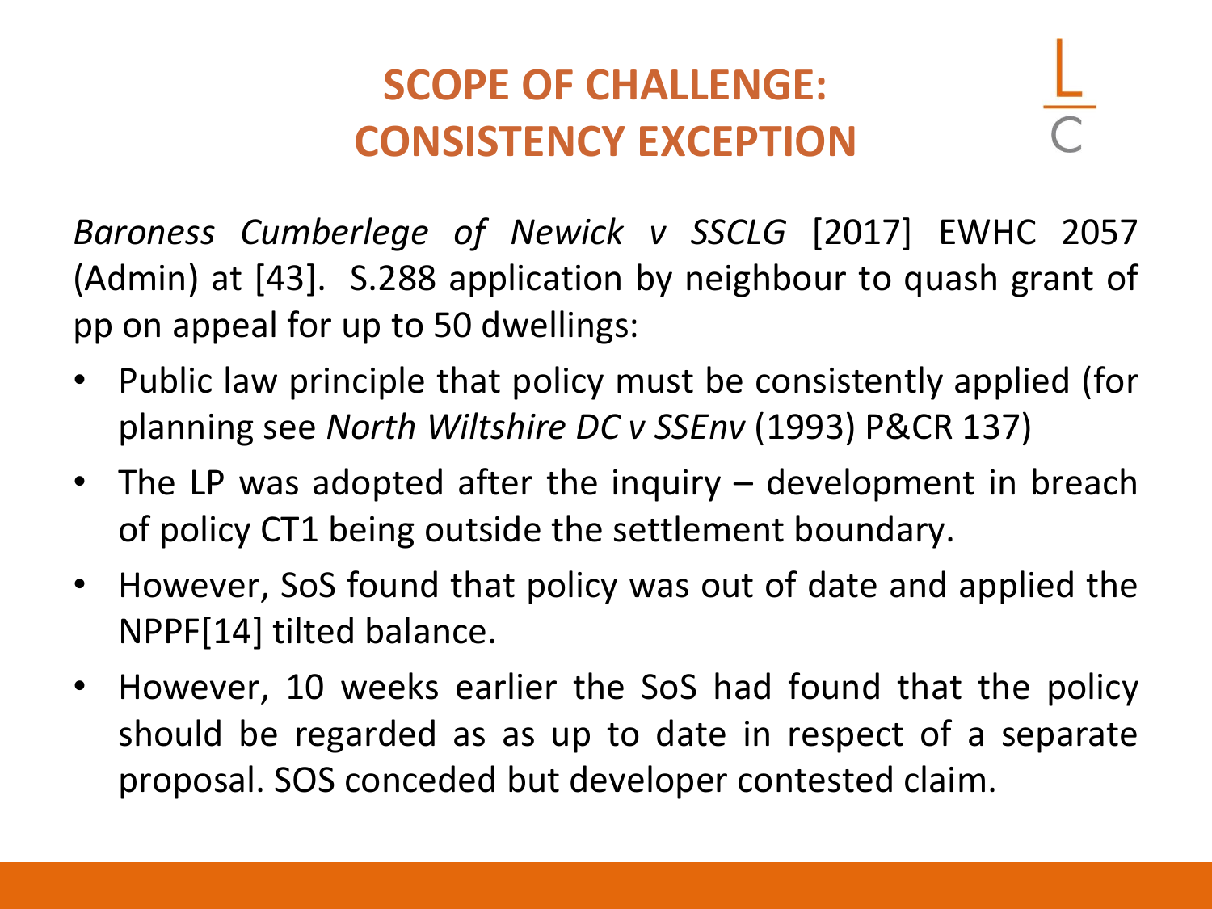# SCOPE OF CHALLENGE: CONSISTENCY EXCEPTION

*Baroness Cumberlege of Newick v SSCLG* [2017] EWHC 2057 (Admin) at [43]. S.288 application by neighbour to quash grant of pp on appeal for up to 50 dwellings:

- Public law principle that policy must be consistently applied (for planning see *North Wiltshire DC v SSEnv* (1993) P&CR 137)
- The LP was adopted after the inquiry – development in breach of policy CT1 being outside the settlement boundary.
- However, SoS found that policy was out of date and applied the NPPF[14] tilted balance.
- However, 10 weeks earlier the SoS had found that the policy should be regarded as as up to date in respect of a separate proposal. SOS conceded but developer contested claim.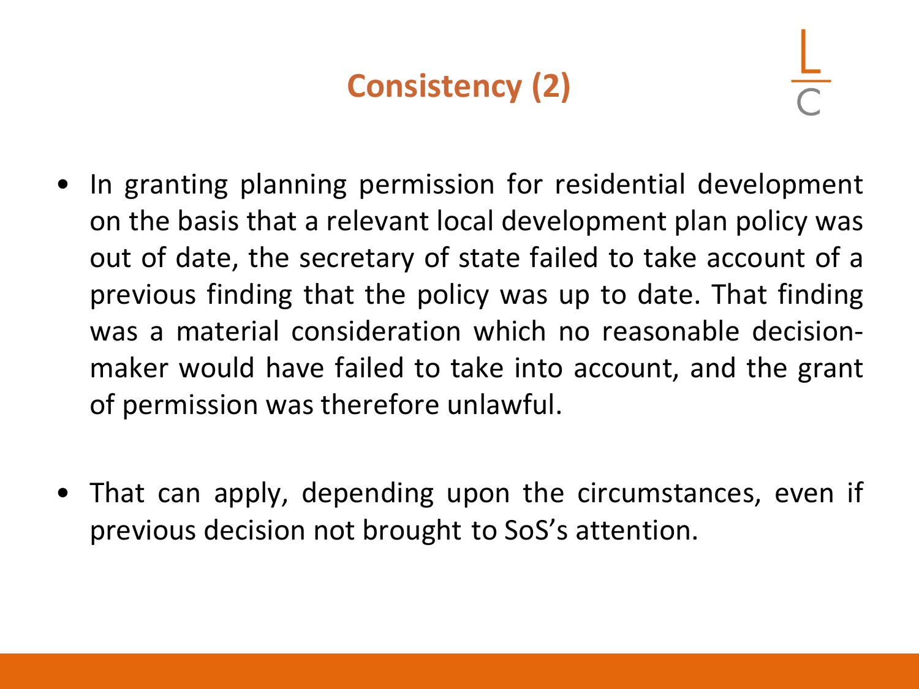# Consistency (2)

- In granting planning permission for residential development on the basis that a relevant local development plan policy was out of date, the secretary of state failed to take account of a previous finding that the policy was up to date. That finding was a material consideration which no reasonable decision-maker would have failed to take into account, and the grant of permission was therefore unlawful.

- That can apply, depending upon the circumstances, even if previous decision not brought to SoS's attention.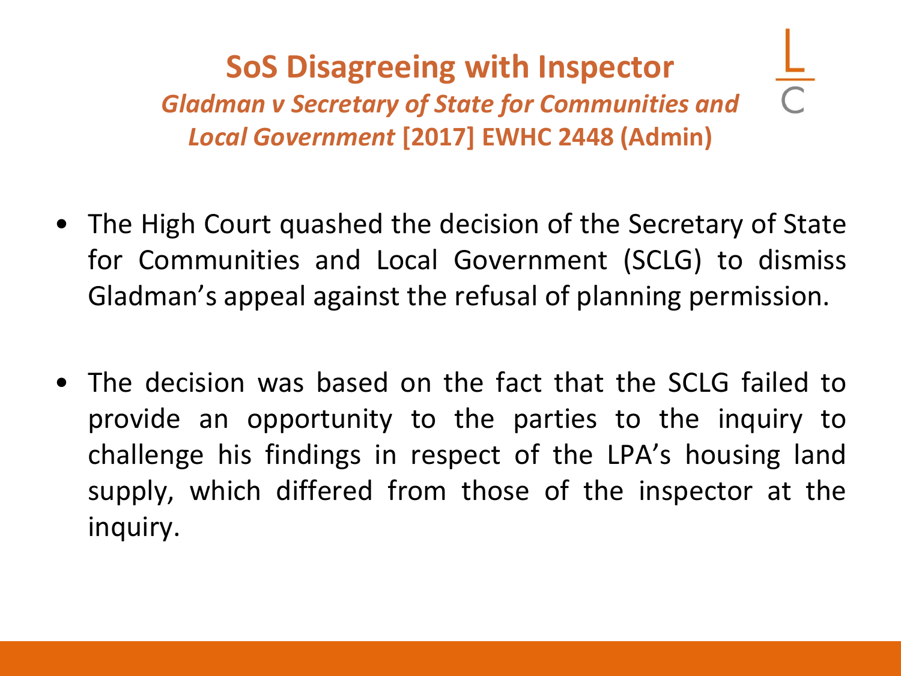# SoS Disagreeing with Inspector

## *Gladman v Secretary of State for Communities and Local Government* [2017] EWHC 2448 (Admin)

- The High Court quashed the decision of the Secretary of State for Communities and Local Government (SCLG) to dismiss Gladman's appeal against the refusal of planning permission.

- The decision was based on the fact that the SCLG failed to provide an opportunity to the parties to the inquiry to challenge his findings in respect of the LPA's housing land supply, which differed from those of the inspector at the inquiry.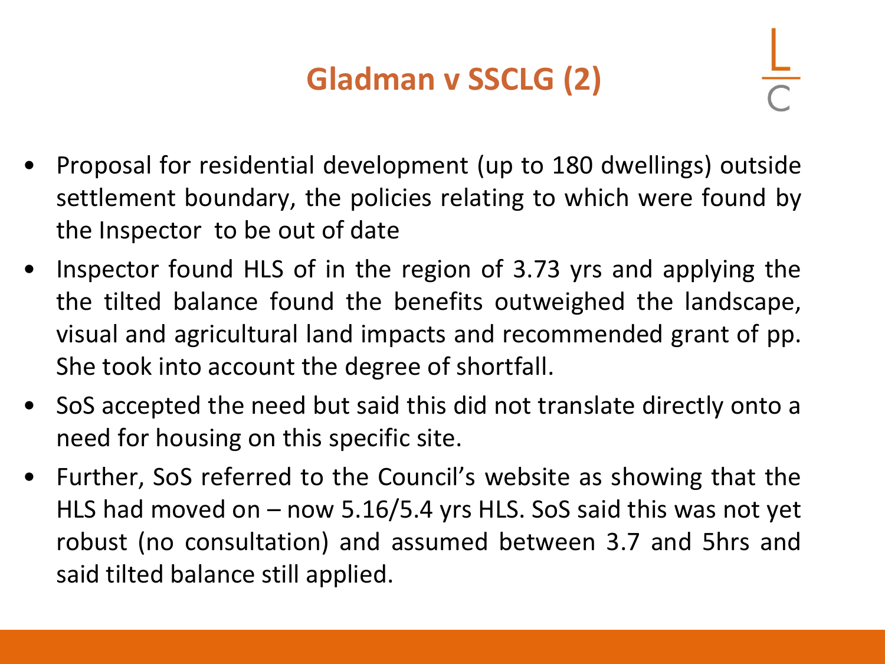# Gladman v SSCLG (2)

- Proposal for residential development (up to 180 dwellings) outside settlement boundary, the policies relating to which were found by the Inspector to be out of date
- Inspector found HLS of in the region of 3.73 yrs and applying the the tilted balance found the benefits outweighed the landscape, visual and agricultural land impacts and recommended grant of pp. She took into account the degree of shortfall.
- SoS accepted the need but said this did not translate directly onto a need for housing on this specific site.
- Further, SoS referred to the Council's website as showing that the HLS had moved on – now 5.16/5.4 yrs HLS. SoS said this was not yet robust (no consultation) and assumed between 3.7 and 5hrs and said tilted balance still applied.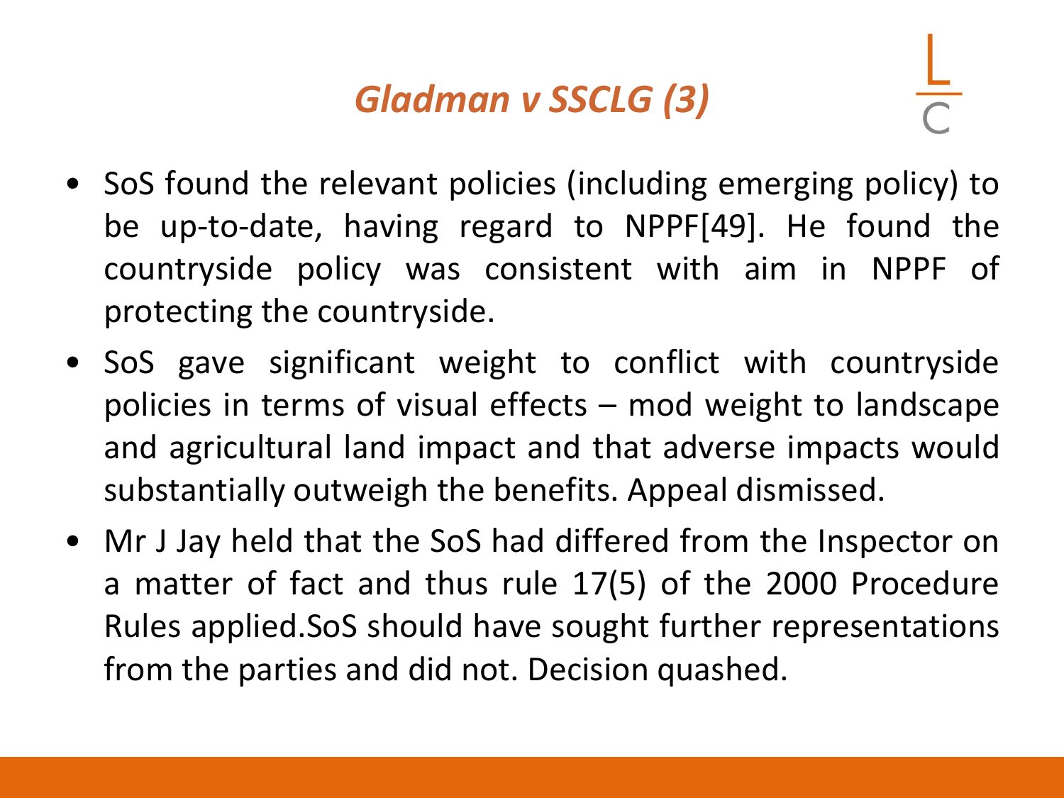# *Gladman v SSCLG (3)*

- SoS found the relevant policies (including emerging policy) to be up-to-date, having regard to NPPF[49]. He found the countryside policy was consistent with aim in NPPF of protecting the countryside.
- SoS gave significant weight to conflict with countryside policies in terms of visual effects – mod weight to landscape and agricultural land impact and that adverse impacts would substantially outweigh the benefits. Appeal dismissed.
- Mr J Jay held that the SoS had differed from the Inspector on a matter of fact and thus rule 17(5) of the 2000 Procedure Rules applied.SoS should have sought further representations from the parties and did not. Decision quashed.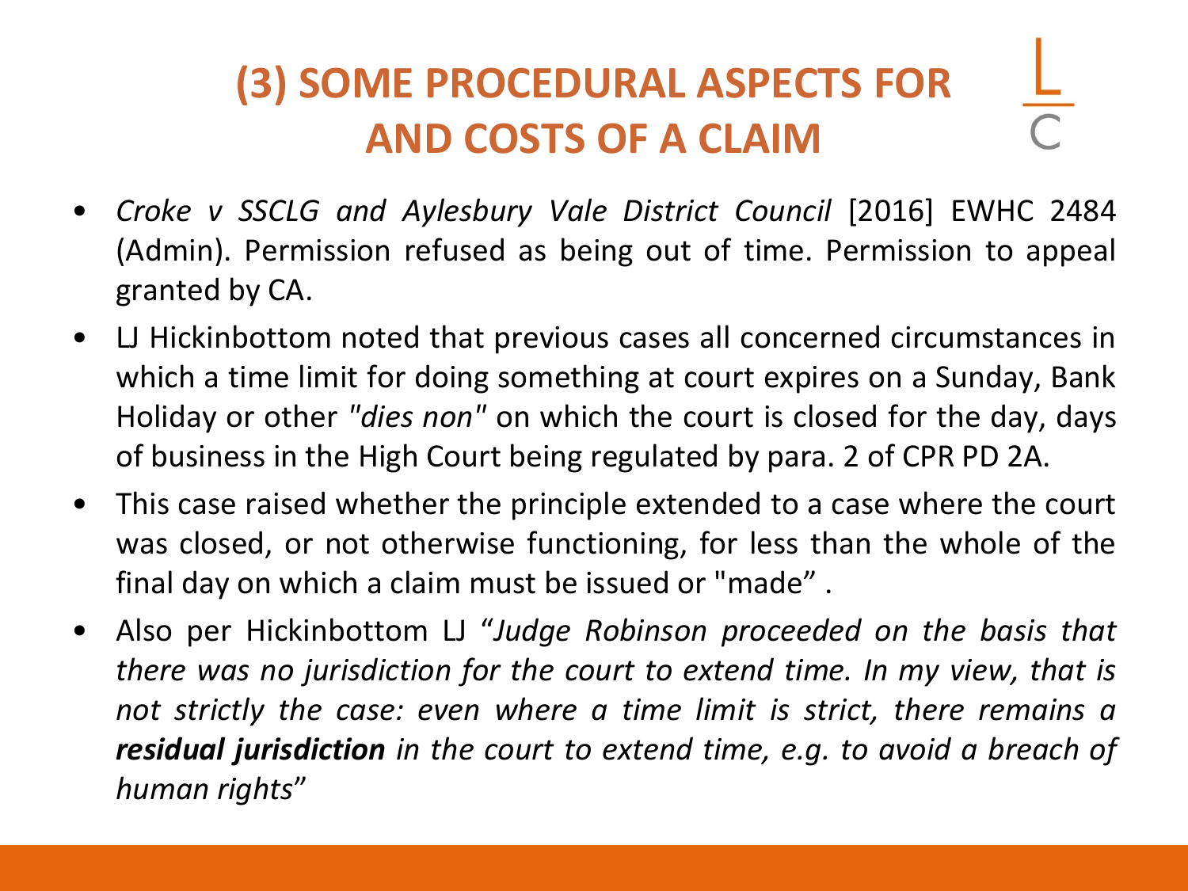# (3) SOME PROCEDURAL ASPECTS FOR AND COSTS OF A CLAIM

- *Croke v SSCLG and Aylesbury Vale District Council* [2016] EWHC 2484 (Admin). Permission refused as being out of time. Permission to appeal granted by CA.
- LJ Hickinbottom noted that previous cases all concerned circumstances in which a time limit for doing something at court expires on a Sunday, Bank Holiday or other *"dies non"* on which the court is closed for the day, days of business in the High Court being regulated by para. 2 of CPR PD 2A.
- This case raised whether the principle extended to a case where the court was closed, or not otherwise functioning, for less than the whole of the final day on which a claim must be issued or "made" .
- Also per Hickinbottom LJ "*Judge Robinson proceeded on the basis that there was no jurisdiction for the court to extend time. In my view, that is not strictly the case: even where a time limit is strict, there remains a* ***residual jurisdiction*** *in the court to extend time, e.g. to avoid a breach of human rights*"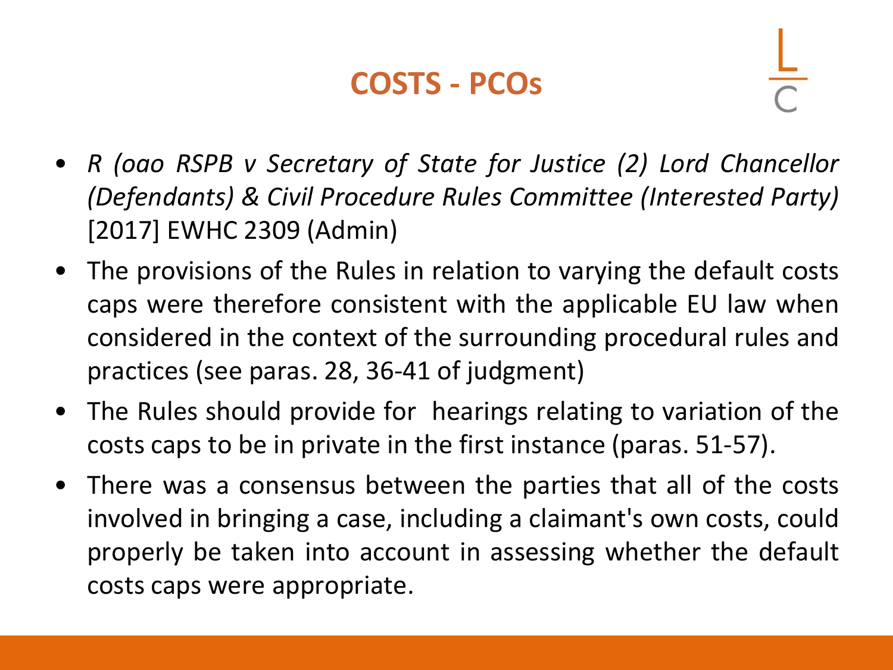# COSTS - PCOs

- *R (oao RSPB v Secretary of State for Justice (2) Lord Chancellor (Defendants) & Civil Procedure Rules Committee (Interested Party)* [2017] EWHC 2309 (Admin)
- The provisions of the Rules in relation to varying the default costs caps were therefore consistent with the applicable EU law when considered in the context of the surrounding procedural rules and practices (see paras. 28, 36-41 of judgment)
- The Rules should provide for hearings relating to variation of the costs caps to be in private in the first instance (paras. 51-57).
- There was a consensus between the parties that all of the costs involved in bringing a case, including a claimant's own costs, could properly be taken into account in assessing whether the default costs caps were appropriate.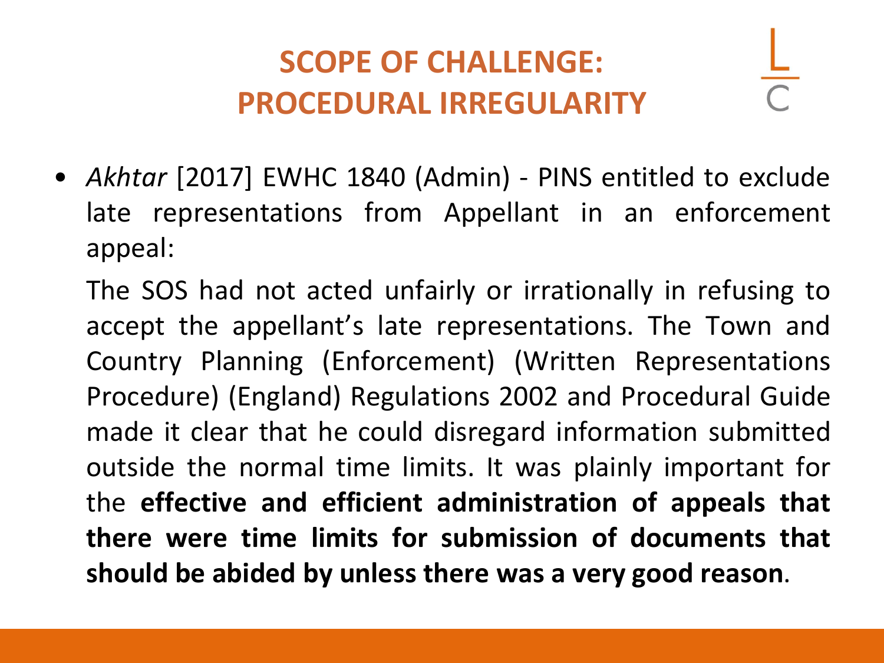# SCOPE OF CHALLENGE: PROCEDURAL IRREGULARITY

- *Akhtar* [2017] EWHC 1840 (Admin) - PINS entitled to exclude late representations from Appellant in an enforcement appeal:

  The SOS had not acted unfairly or irrationally in refusing to accept the appellant's late representations. The Town and Country Planning (Enforcement) (Written Representations Procedure) (England) Regulations 2002 and Procedural Guide made it clear that he could disregard information submitted outside the normal time limits. It was plainly important for the **effective and efficient administration of appeals that there were time limits for submission of documents that should be abided by unless there was a very good reason**.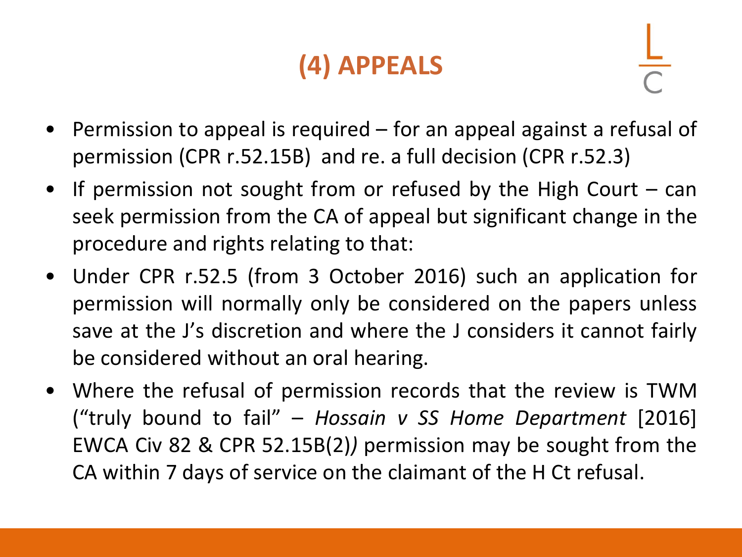# (4) APPEALS

- Permission to appeal is required – for an appeal against a refusal of permission (CPR r.52.15B) and re. a full decision (CPR r.52.3)
- If permission not sought from or refused by the High Court – can seek permission from the CA of appeal but significant change in the procedure and rights relating to that:
- Under CPR r.52.5 (from 3 October 2016) such an application for permission will normally only be considered on the papers unless save at the J's discretion and where the J considers it cannot fairly be considered without an oral hearing.
- Where the refusal of permission records that the review is TWM ("truly bound to fail" – *Hossain v SS Home Department* [2016] EWCA Civ 82 & CPR 52.15B(2)*)* permission may be sought from the CA within 7 days of service on the claimant of the H Ct refusal.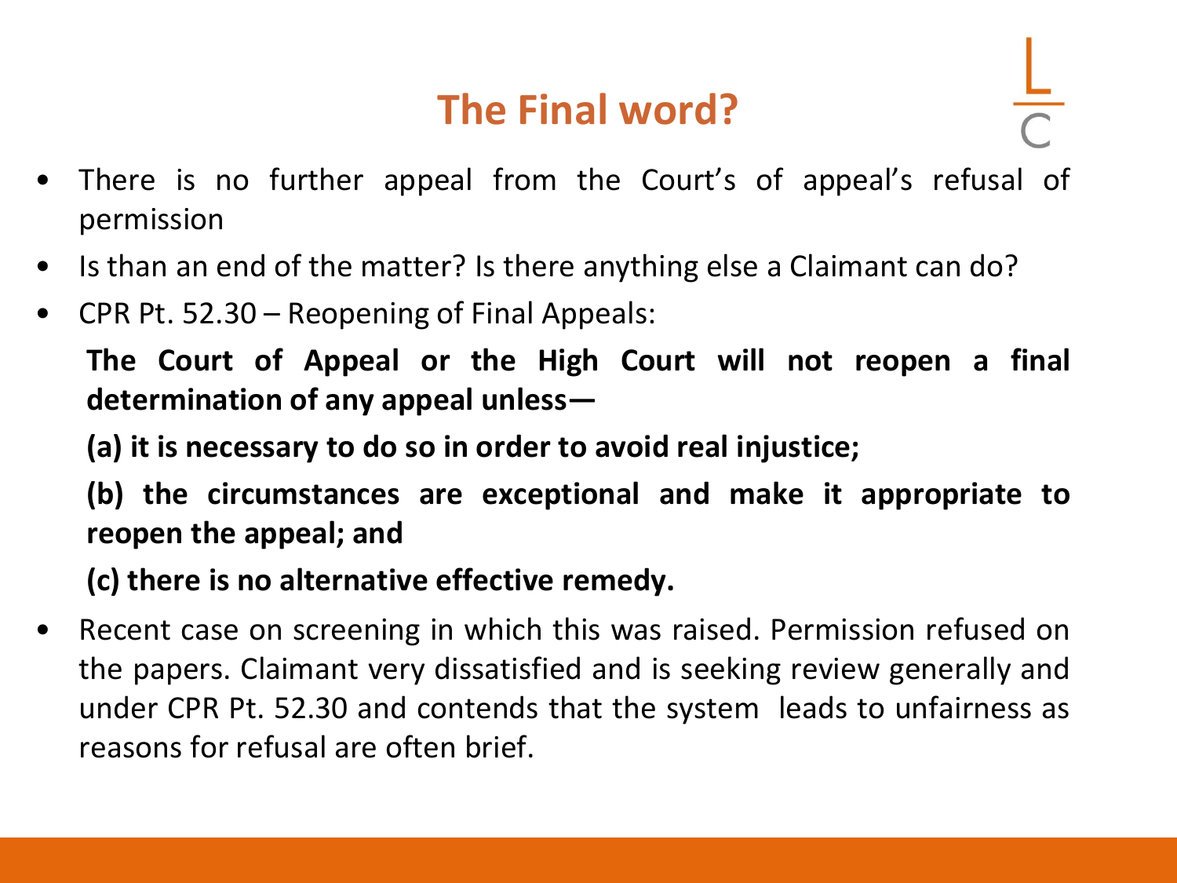# The Final word?

- There is no further appeal from the Court's of appeal's refusal of permission
- Is than an end of the matter? Is there anything else a Claimant can do?
- CPR Pt. 52.30 – Reopening of Final Appeals:

  **The Court of Appeal or the High Court will not reopen a final determination of any appeal unless—**

  **(a) it is necessary to do so in order to avoid real injustice;**

  **(b) the circumstances are exceptional and make it appropriate to reopen the appeal; and**

  **(c) there is no alternative effective remedy.**

- Recent case on screening in which this was raised. Permission refused on the papers. Claimant very dissatisfied and is seeking review generally and under CPR Pt. 52.30 and contends that the system leads to unfairness as reasons for refusal are often brief.